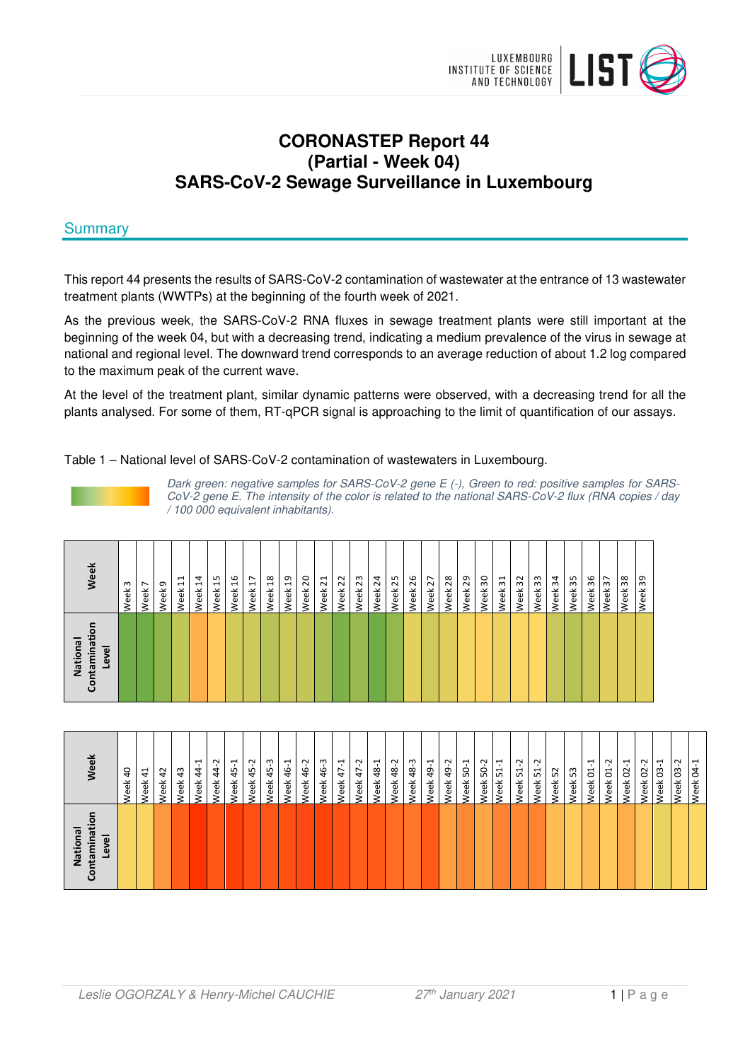# CORONASTEP Report 44 (Partial - Week 04) SARS-CoV-2 Sewage Surveillance in Luxembourg

## Summary

This report 44 presents the results of SARS-CoV-2 contamination of wastewater at the entrance of 13 wastewater treatment plants (WWTPs) at the beginning of the fourth week of 2021.

As the previous week, the SARS-CoV-2 RNA fluxes in sewage treatment plants were still important at the beginning of the week 04, but with a decreasing trend, indicating a medium prevalence of the virus in sewage at national and regional level. The downward trend corresponds to an average reduction of about 1.2 log compared to the maximum peak of the current wave.

At the level of the treatment plant, similar dynamic patterns were observed, with a decreasing trend for all the plants analysed. For some of them, RT-qPCR signal is approaching to the limit of quantification of our assays.

Table 1 – National level of SARS-CoV-2 contamination of wastewaters in Luxembourg.

*Dark green: negative samples for SARS-CoV-2 gene E (-), Green to red: positive samples for SARS-CoV-2 gene E. The intensity of the color is related to the national SARS-CoV-2 flux (RNA copies / day / 100 000 equivalent inhabitants).*

| Week | Week 3 | Week 7 | Week 9 | Week 11 | Week 14 | Week 15 | Week 16 | Week 17 | Week 18 | Week 19 | Week 20 | Week 21 | Week 22 | Week 23 | Week 24 | Week 25 | Week 26 | Week 27 | Week 28 | Week 29 | Week 30 | Week 31 | Week 32 | Week 33 | Week 34 | Week 35 | Week 36 | Week 37 | Week 38 | Week 39 |
|---|---|---|---|---|---|---|---|---|---|---|---|---|---|---|---|---|---|---|---|---|---|---|---|---|---|---|---|---|---|---|
| National Contamination Level | | | | | | | | | | | | | | | | | | | | | | | | | | | | | | |

| Week | Week 40 | Week 41 | Week 42 | Week 43 | Week 44-1 | Week 44-2 | Week 45-1 | Week 45-2 | Week 45-3 | Week 46-1 | Week 46-2 | Week 46-3 | Week 47-1 | Week 47-2 | Week 48-1 | Week 48-2 | Week 48-3 | Week 49-1 | Week 49-2 | Week 50-1 | Week 50-2 | Week 51-1 | Week 51-2 | Week 51-2 | Week 52 | Week 53 | Week 01-1 | Week 01-2 | Week 02-1 | Week 02-2 | Week 03-1 | Week 03-2 | Week 04-1 |
|---|---|---|---|---|---|---|---|---|---|---|---|---|---|---|---|---|---|---|---|---|---|---|---|---|---|---|---|---|---|---|---|---|---|
| National Contamination Level | | | | | | | | | | | | | | | | | | | | | | | | | | | | | | | | | |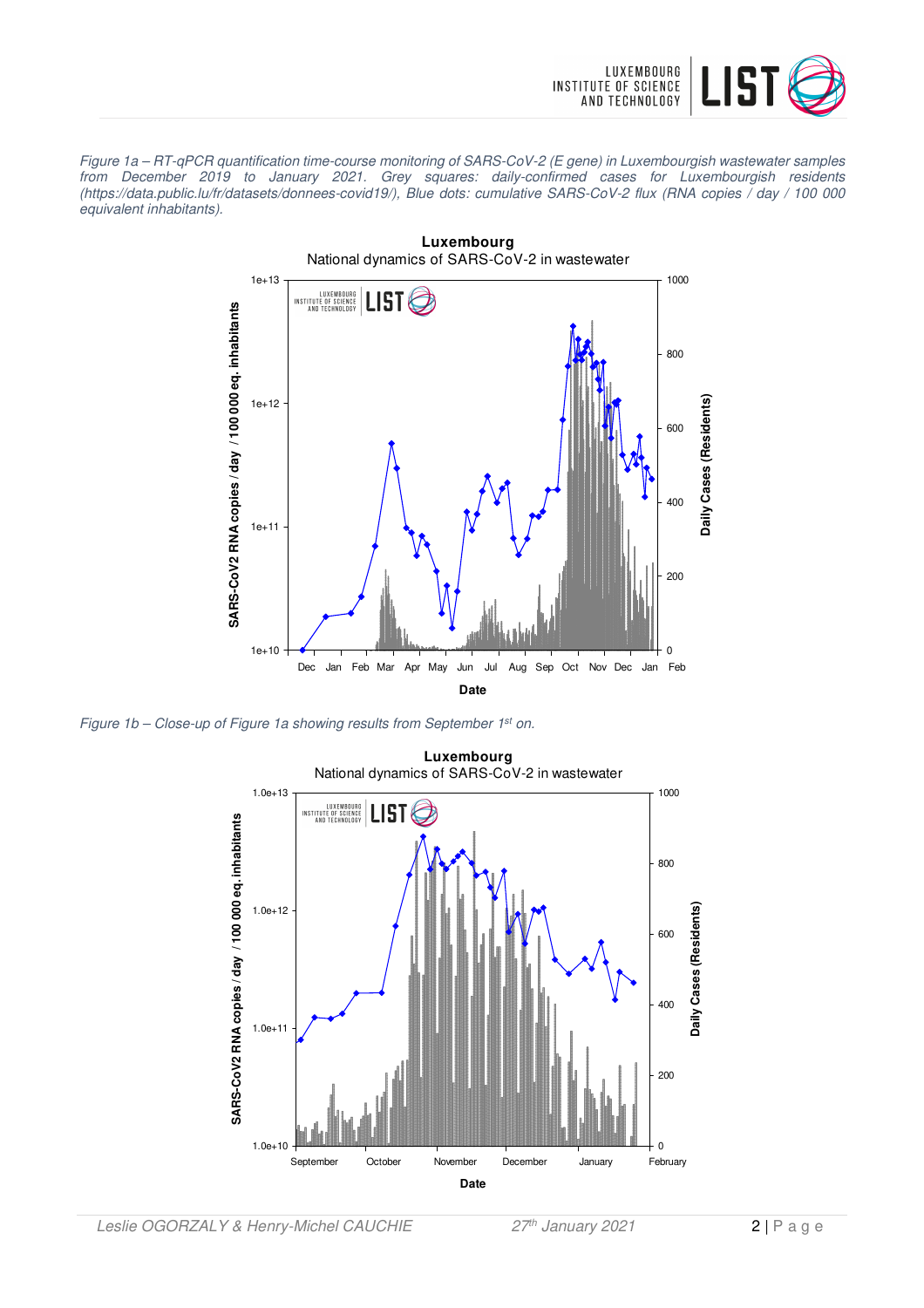*Figure 1a – RT-qPCR quantification time-course monitoring of SARS-CoV-2 (E gene) in Luxembourgish wastewater samples from December 2019 to January 2021. Grey squares: daily-confirmed cases for Luxembourgish residents (https://data.public.lu/fr/datasets/donnees-covid19/), Blue dots: cumulative SARS-CoV-2 flux (RNA copies / day / 100 000 equivalent inhabitants).*

*Figure 1b – Close-up of Figure 1a showing results from September 1st on.*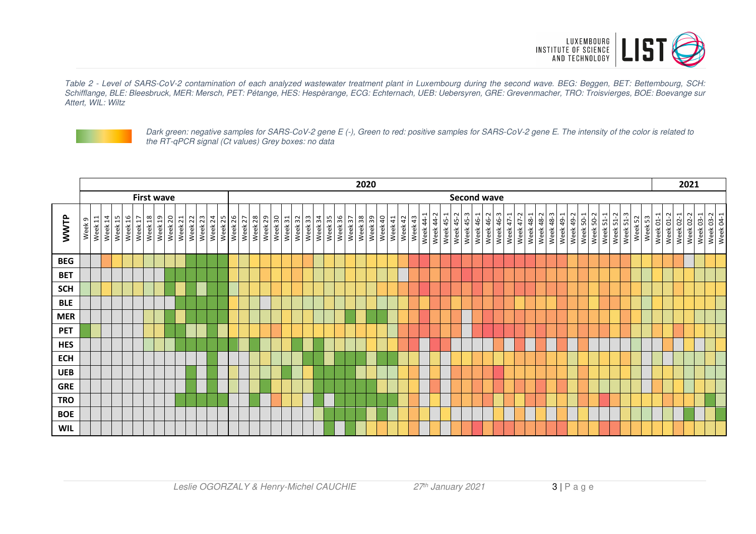*Table 2 - Level of SARS-CoV-2 contamination of each analyzed wastewater treatment plant in Luxembourg during the second wave. BEG: Beggen, BET: Bettembourg, SCH: Schifflange, BLE: Bleesbruck, MER: Mersch, PET: Pétange, HES: Hespèrange, ECG: Echternach, UEB: Uebersyren, GRE: Grevenmacher, TRO: Troisvierges, BOE: Boevange sur Attert, WIL: Wiltz*

*Dark green: negative samples for SARS-CoV-2 gene E (-), Green to red: positive samples for SARS-CoV-2 gene E. The intensity of the color is related to the RT-qPCR signal (Ct values) Grey boxes: no data*

| WWTP | 2020 | | | | | | | | | | | | | | | | | | | | | | | | | | | | | | | | | | | | | | | | | | | | | | | | | | | | | | | | | | | | | | 2021 | | | | | | | |
|---|---|---|---|---|---|---|---|---|---|---|---|---|---|---|---|---|---|---|---|---|---|---|---|---|---|---|---|---|---|---|---|---|---|---|---|---|---|---|---|---|---|---|---|---|---|---|---|---|---|---|---|---|---|---|---|---|---|---|---|---|---|---|---|---|---|---|---|---|
| | First wave | | | | | | | | | | | | | | Second wave | | | | | | | | | | | | | | | | | | | | | | | | | | | | | | | | | | | | | | | | | | | | | | | | | | | | | | |
| | Week 9 | Week 11 | Week 14 | Week 15 | Week 16 | Week 17 | Week 18 | Week 19 | Week 20 | Week 21 | Week 22 | Week 23 | Week 24 | Week 25 | Week 26 | Week 27 | Week 28 | Week 29 | Week 30 | Week 31 | Week 32 | Week 33 | Week 34 | Week 35 | Week 36 | Week 37 | Week 38 | Week 39 | Week 40 | Week 41 | Week 42 | Week 43 | Week 44-1 | Week 44-2 | Week 45-1 | Week 45-2 | Week 45-3 | Week 46-1 | Week 46-2 | Week 46-3 | Week 47-1 | Week 47-2 | Week 48-1 | Week 48-2 | Week 48-3 | Week 49-1 | Week 49-2 | Week 50-1 | Week 50-2 | Week 51-1 | Week 51-2 | Week 51-3 | Week 52 | Week 53 | Week 01-1 | Week 01-2 | Week 02-1 | Week 02-2 | Week 03-1 | Week 03-2 | Week 04-1 |
| BEG | | | | | | | | | | | | | | | | | | | | | | | | | | | | | | | | | | | | | | | | | | | | | | | | | | | | | | | | | | | | | |
| BET | | | | | | | | | | | | | | | | | | | | | | | | | | | | | | | | | | | | | | | | | | | | | | | | | | | | | | | | | | | | | |
| SCH | | | | | | | | | | | | | | | | | | | | | | | | | | | | | | | | | | | | | | | | | | | | | | | | | | | | | | | | | | | | | |
| BLE | | | | | | | | | | | | | | | | | | | | | | | | | | | | | | | | | | | | | | | | | | | | | | | | | | | | | | | | | | | | | |
| MER | | | | | | | | | | | | | | | | | | | | | | | | | | | | | | | | | | | | | | | | | | | | | | | | | | | | | | | | | | | | | |
| PET | | | | | | | | | | | | | | | | | | | | | | | | | | | | | | | | | | | | | | | | | | | | | | | | | | | | | | | | | | | | | |
| HES | | | | | | | | | | | | | | | | | | | | | | | | | | | | | | | | | | | | | | | | | | | | | | | | | | | | | | | | | | | | | |
| ECH | | | | | | | | | | | | | | | | | | | | | | | | | | | | | | | | | | | | | | | | | | | | | | | | | | | | | | | | | | | | | |
| UEB | | | | | | | | | | | | | | | | | | | | | | | | | | | | | | | | | | | | | | | | | | | | | | | | | | | | | | | | | | | | | |
| GRE | | | | | | | | | | | | | | | | | | | | | | | | | | | | | | | | | | | | | | | | | | | | | | | | | | | | | | | | | | | | | |
| TRO | | | | | | | | | | | | | | | | | | | | | | | | | | | | | | | | | | | | | | | | | | | | | | | | | | | | | | | | | | | | | |
| BOE | | | | | | | | | | | | | | | | | | | | | | | | | | | | | | | | | | | | | | | | | | | | | | | | | | | | | | | | | | | | | |
| WIL | | | | | | | | | | | | | | | | | | | | | | | | | | | | | | | | | | | | | | | | | | | | | | | | | | | | | | | | | | | | | |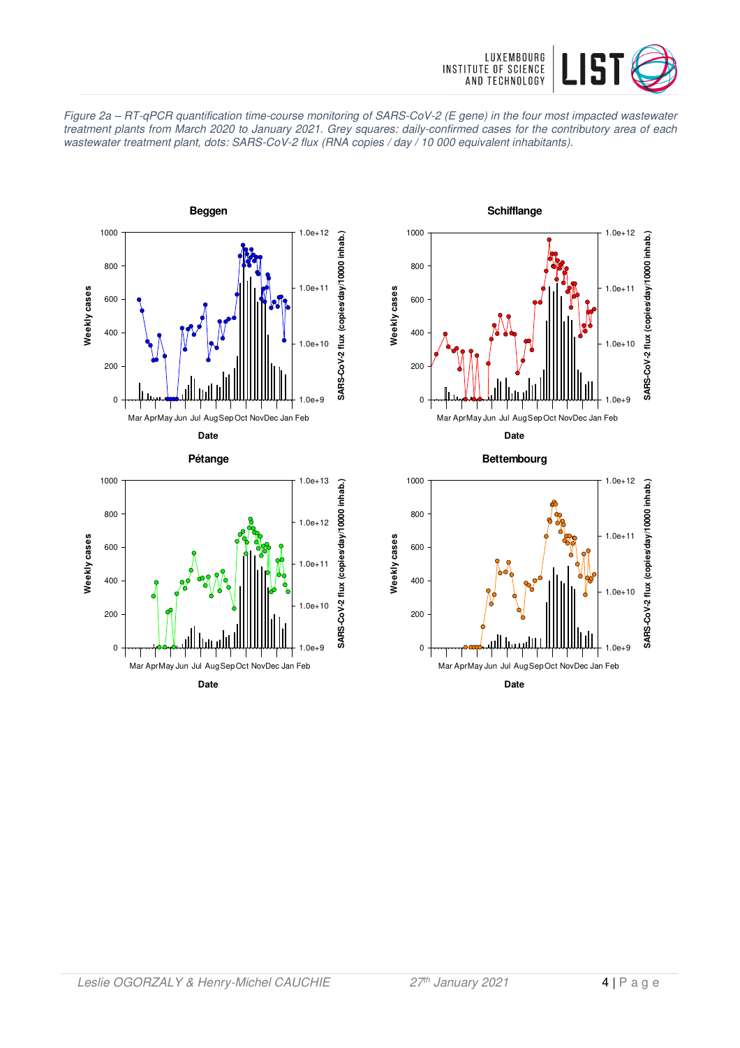*Figure 2a – RT-qPCR quantification time-course monitoring of SARS-CoV-2 (E gene) in the four most impacted wastewater treatment plants from March 2020 to January 2021. Grey squares: daily-confirmed cases for the contributory area of each wastewater treatment plant, dots: SARS-CoV-2 flux (RNA copies / day / 10 000 equivalent inhabitants).*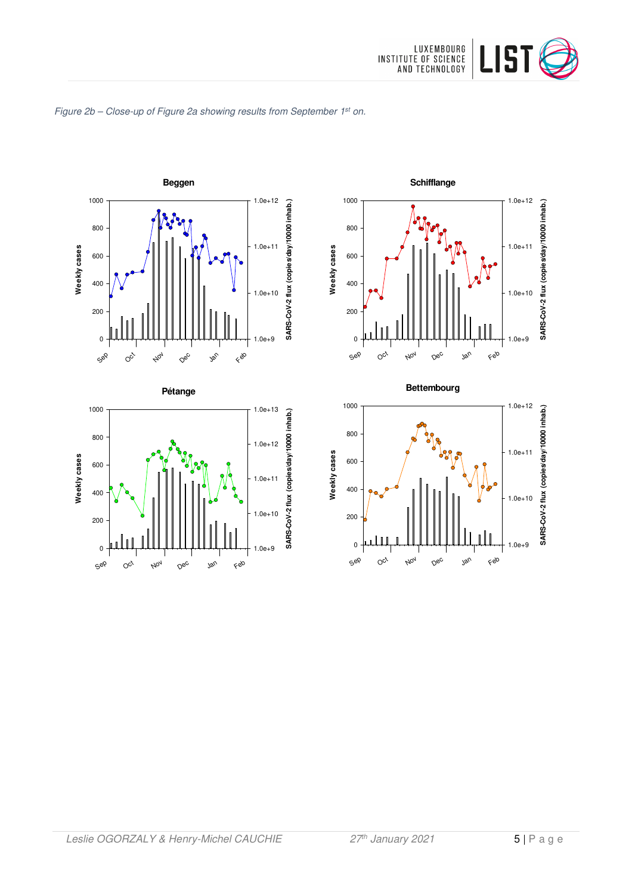*Figure 2b – Close-up of Figure 2a showing results from September 1st on.*

**Beggen**

**Schifflange**

**Pétange**

**Bettembourg**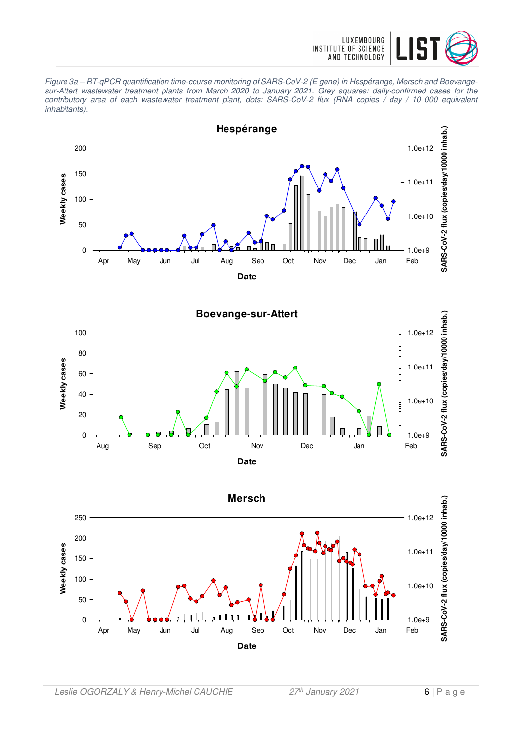*Figure 3a – RT-qPCR quantification time-course monitoring of SARS-CoV-2 (E gene) in Hespérange, Mersch and Boevange-sur-Attert wastewater treatment plants from March 2020 to January 2021. Grey squares: daily-confirmed cases for the contributory area of each wastewater treatment plant, dots: SARS-CoV-2 flux (RNA copies / day / 10 000 equivalent inhabitants).*

**Hespérange**

**Boevange-sur-Attert**

**Mersch**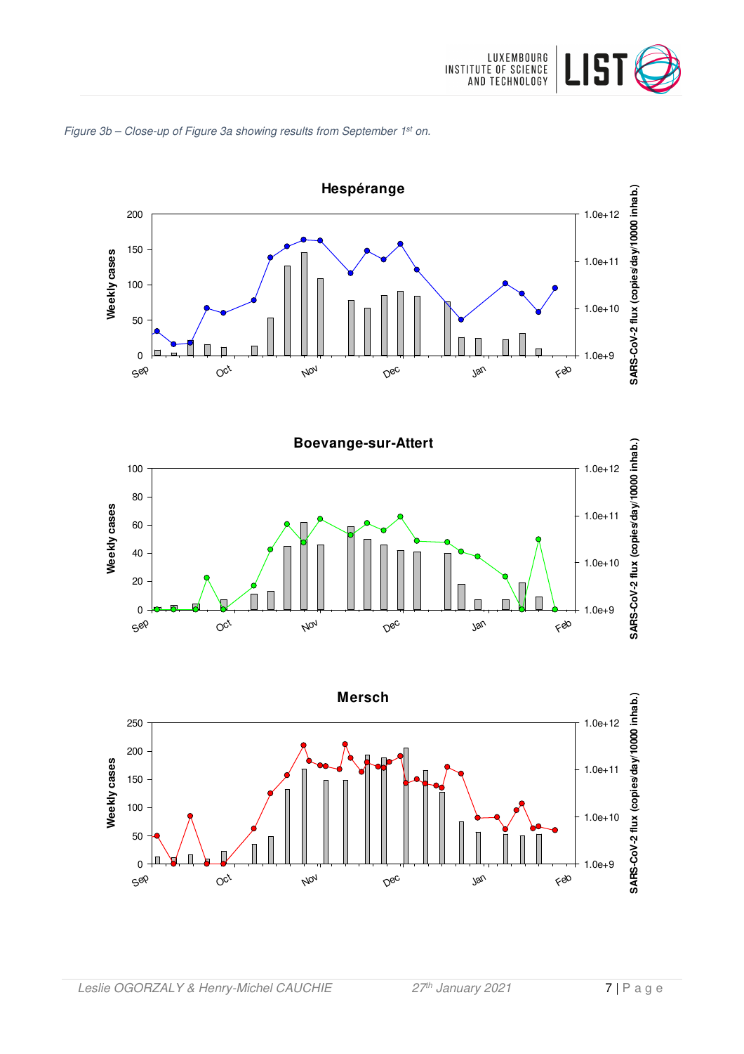*Figure 3b – Close-up of Figure 3a showing results from September 1st on.*

**Hespérange**

**Boevange-sur-Attert**

**Mersch**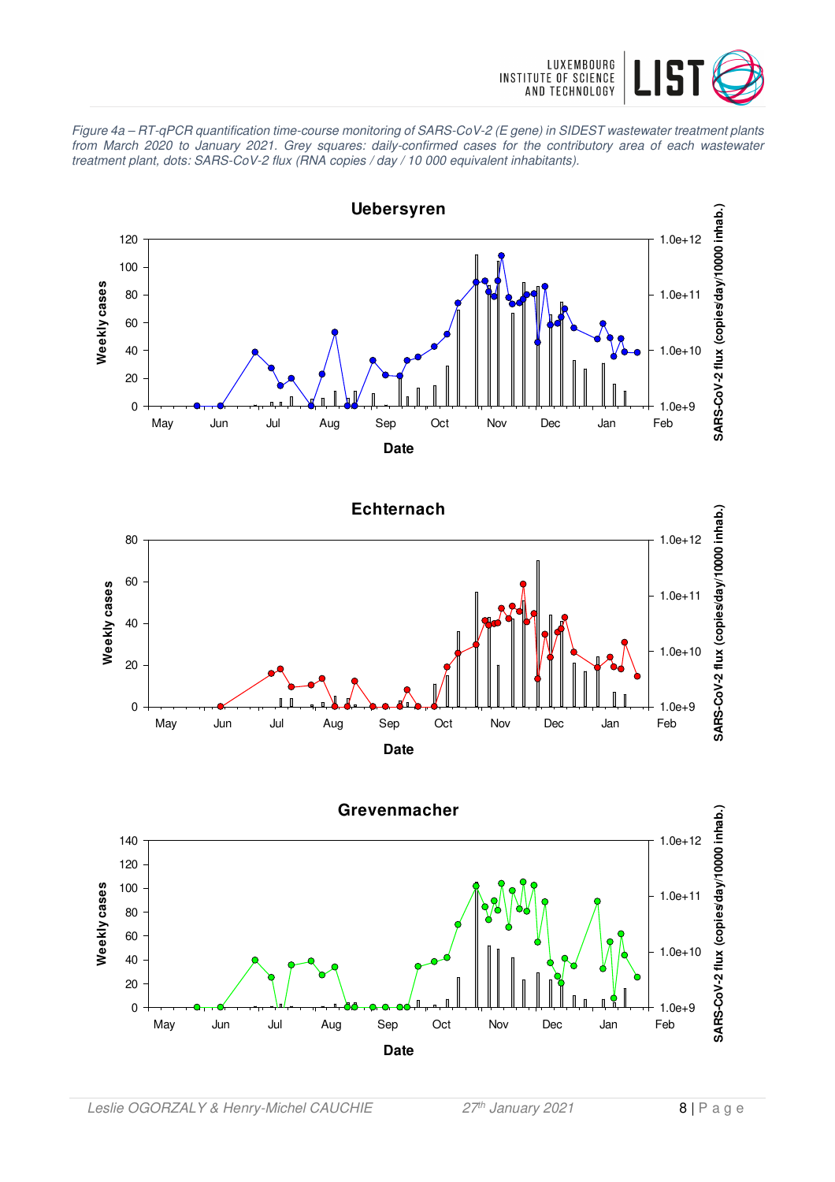*Figure 4a – RT-qPCR quantification time-course monitoring of SARS-CoV-2 (E gene) in SIDEST wastewater treatment plants from March 2020 to January 2021. Grey squares: daily-confirmed cases for the contributory area of each wastewater treatment plant, dots: SARS-CoV-2 flux (RNA copies / day / 10 000 equivalent inhabitants).*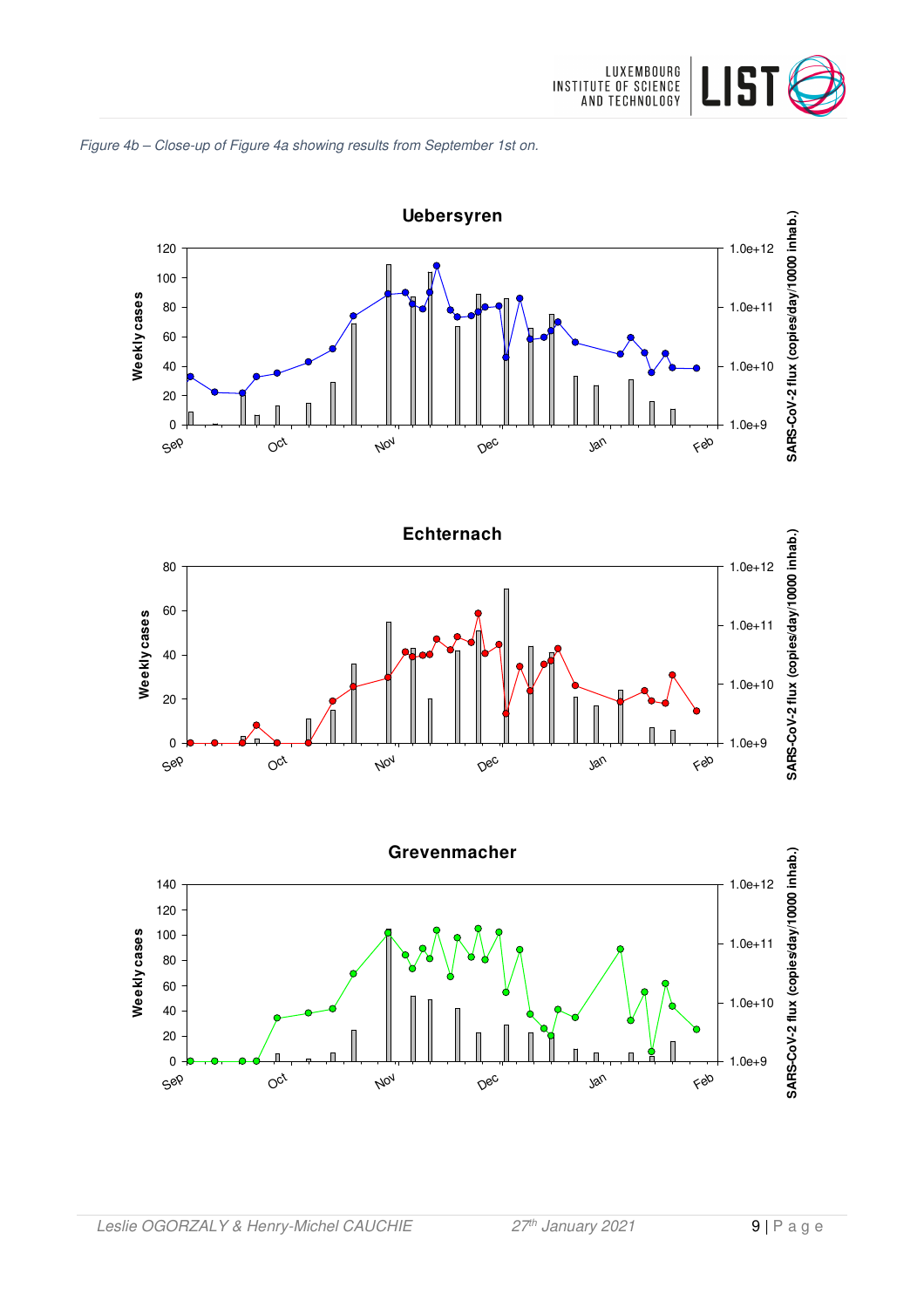*Figure 4b – Close-up of Figure 4a showing results from September 1st on.*

**Uebersyren**

**Echternach**

**Grevenmacher**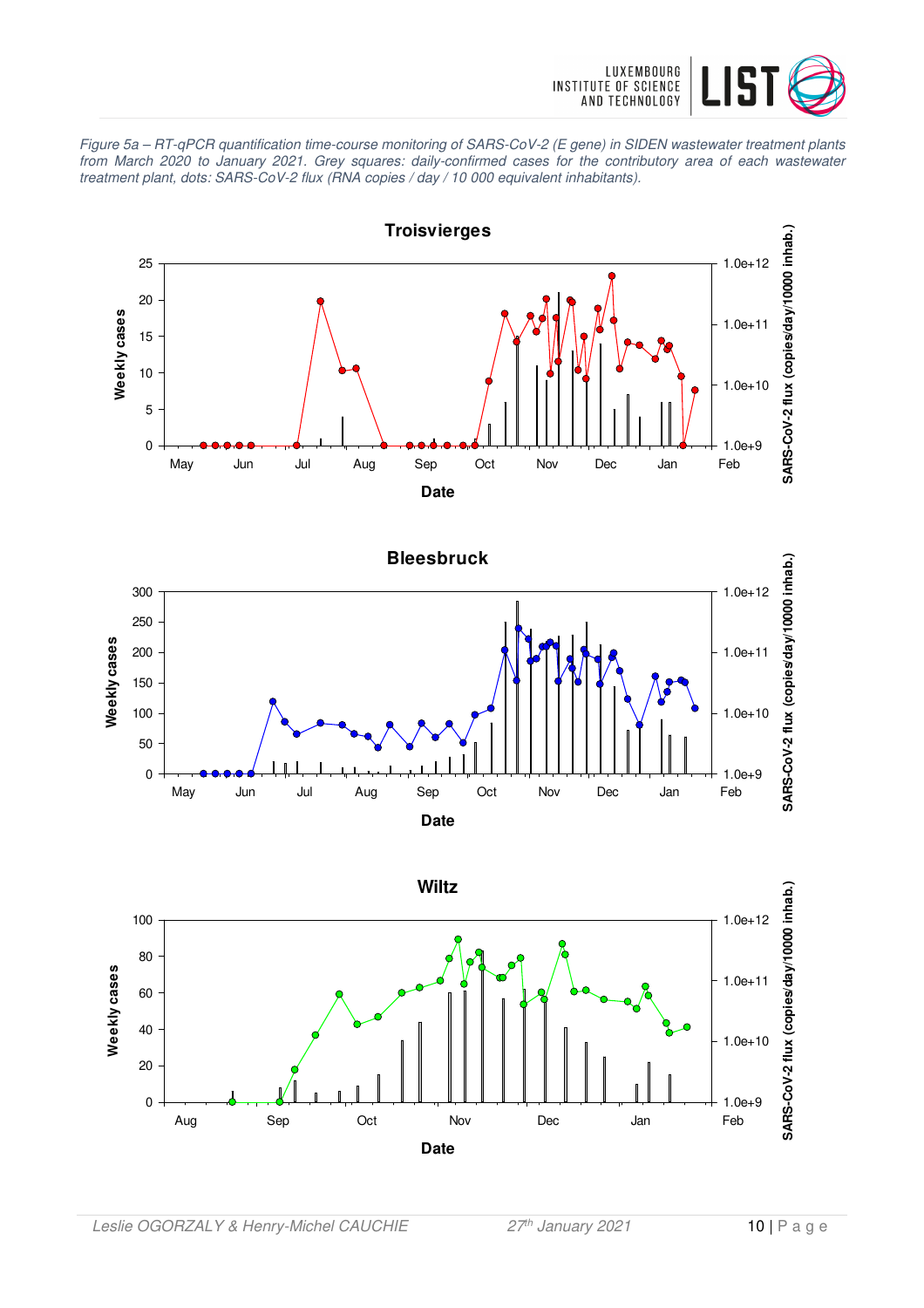*Figure 5a – RT-qPCR quantification time-course monitoring of SARS-CoV-2 (E gene) in SIDEN wastewater treatment plants from March 2020 to January 2021. Grey squares: daily-confirmed cases for the contributory area of each wastewater treatment plant, dots: SARS-CoV-2 flux (RNA copies / day / 10 000 equivalent inhabitants).*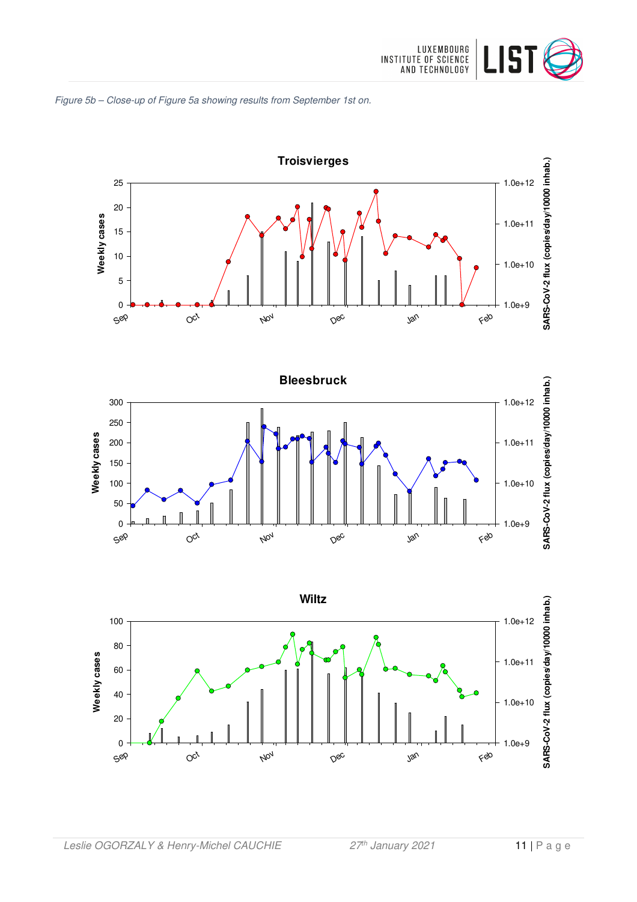*Figure 5b – Close-up of Figure 5a showing results from September 1st on.*

Troisvierges

Bleesbruck

Wiltz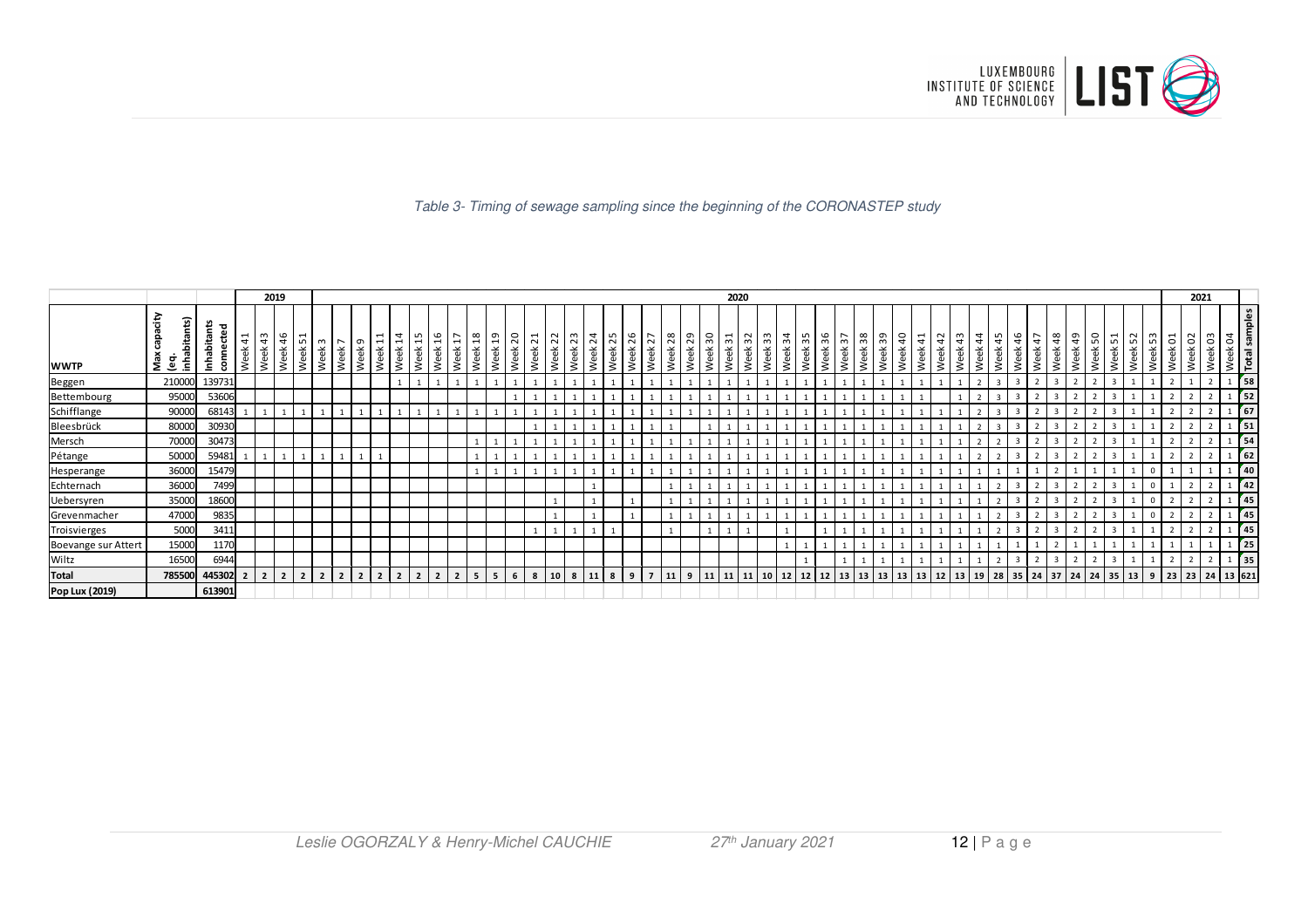*Table 3- Timing of sewage sampling since the beginning of the CORONASTEP study*

| WWTP | Max capacity (eq. inhabitants) | Inhabitants connected | 2019 | | | | 2020 | | | | | | | | | | | | | | | | | | | | | | | | | | | | | | | | | | | | | | | | | | | | | | 2021 | | | | Total samples |
|---|---|---|---|---|---|---|---|---|---|---|---|---|---|---|---|---|---|---|---|---|---|---|---|---|---|---|---|---|---|---|---|---|---|---|---|---|---|---|---|---|---|---|---|---|---|---|---|---|---|---|---|---|---|---|---|
| | | | Week 41 | Week 43 | Week 46 | Week 51 | Week 3 | Week 7 | Week 9 | Week 11 | Week 14 | Week 15 | Week 16 | Week 17 | Week 18 | Week 19 | Week 20 | Week 21 | Week 22 | Week 23 | Week 24 | Week 25 | Week 26 | Week 27 | Week 28 | Week 29 | Week 30 | Week 31 | Week 32 | Week 33 | Week 34 | Week 35 | Week 36 | Week 37 | Week 38 | Week 39 | Week 40 | Week 41 | Week 42 | Week 43 | Week 44 | Week 45 | Week 46 | Week 47 | Week 48 | Week 49 | Week 50 | Week 51 | Week 52 | Week 53 | Week 01 | Week 02 | Week 03 | Week 04 | |
| Beggen | 210000 | 139731 | | | | | | | | | 1 | 1 | 1 | 1 | 1 | 1 | 1 | 1 | 1 | 1 | 1 | 1 | 1 | 1 | 1 | 1 | 1 | 1 | 1 | 1 | 1 | 1 | 1 | 1 | 1 | 1 | 1 | 1 | 1 | 1 | 2 | 3 | 3 | 2 | 3 | 2 | 2 | 3 | 1 | 1 | 2 | 1 | 2 | 1 | 58 |
| Bettembourg | 95000 | 53606 | | | | | | | | | | | | | | | 1 | 1 | 1 | 1 | 1 | 1 | 1 | 1 | 1 | 1 | 1 | 1 | 1 | 1 | 1 | 1 | 1 | 1 | 1 | 1 | 1 | 1 | | 1 | 2 | 3 | 3 | 2 | 3 | 2 | 2 | 3 | 1 | 1 | 2 | 2 | 2 | 1 | 52 |
| Schifflange | 90000 | 68143 | 1 | 1 | 1 | 1 | 1 | 1 | 1 | 1 | 1 | 1 | 1 | 1 | 1 | 1 | 1 | 1 | 1 | 1 | 1 | 1 | 1 | 1 | 1 | 1 | 1 | 1 | 1 | 1 | 1 | 1 | 1 | 1 | 1 | 1 | 1 | 1 | 1 | 1 | 2 | 3 | 3 | 2 | 3 | 2 | 2 | 3 | 1 | 1 | 2 | 2 | 2 | 1 | 67 |
| Bleesbrück | 80000 | 30930 | | | | | | | | | | | | | | | | 1 | 1 | 1 | 1 | 1 | 1 | 1 | 1 | | 1 | 1 | 1 | 1 | 1 | 1 | 1 | 1 | 1 | 1 | 1 | 1 | 1 | 1 | 2 | 3 | 3 | 2 | 3 | 2 | 2 | 3 | 1 | 1 | 2 | 2 | 2 | 1 | 51 |
| Mersch | 70000 | 30473 | | | | | | | | | | | | | 1 | 1 | 1 | 1 | 1 | 1 | 1 | 1 | 1 | 1 | 1 | 1 | 1 | 1 | 1 | 1 | 1 | 1 | 1 | 1 | 1 | 1 | 1 | 1 | 1 | 1 | 2 | 2 | 3 | 2 | 3 | 2 | 2 | 3 | 1 | 1 | 2 | 2 | 2 | 1 | 54 |
| Pétange | 50000 | 59481 | 1 | 1 | 1 | 1 | 1 | 1 | 1 | 1 | | | | | 1 | 1 | 1 | 1 | 1 | 1 | 1 | 1 | 1 | 1 | 1 | 1 | 1 | 1 | 1 | 1 | 1 | 1 | 1 | 1 | 1 | 1 | 1 | 1 | 1 | 1 | 2 | 2 | 3 | 2 | 3 | 2 | 2 | 3 | 1 | 1 | 2 | 2 | 2 | 1 | 62 |
| Hesperange | 36000 | 15479 | | | | | | | | | | | | | 1 | 1 | 1 | 1 | 1 | 1 | 1 | 1 | 1 | 1 | 1 | 1 | 1 | 1 | 1 | 1 | 1 | 1 | 1 | 1 | 1 | 1 | 1 | 1 | 1 | 1 | 1 | 1 | 1 | 1 | 2 | 1 | 1 | 1 | 1 | 0 | 1 | 1 | 1 | 1 | 40 |
| Echternach | 36000 | 7499 | | | | | | | | | | | | | | | | | | | 1 | | | | 1 | 1 | 1 | 1 | 1 | 1 | 1 | 1 | 1 | 1 | 1 | 1 | 1 | 1 | 1 | 1 | 1 | 2 | 3 | 2 | 3 | 2 | 2 | 3 | 1 | 0 | 1 | 2 | 2 | 1 | 42 |
| Uebersyren | 35000 | 18600 | | | | | | | | | | | | | | | | | 1 | | 1 | | 1 | | 1 | 1 | 1 | 1 | 1 | 1 | 1 | 1 | 1 | 1 | 1 | 1 | 1 | 1 | 1 | 1 | 1 | 2 | 3 | 2 | 3 | 2 | 2 | 3 | 1 | 0 | 2 | 2 | 2 | 1 | 45 |
| Grevenmacher | 47000 | 9835 | | | | | | | | | | | | | | | | | 1 | | 1 | | 1 | | 1 | 1 | 1 | 1 | 1 | 1 | 1 | 1 | 1 | 1 | 1 | 1 | 1 | 1 | 1 | 1 | 1 | 2 | 3 | 2 | 3 | 2 | 2 | 3 | 1 | 0 | 2 | 2 | 2 | 1 | 45 |
| Troisvierges | 5000 | 3411 | | | | | | | | | | | | | | | | 1 | 1 | 1 | 1 | 1 | | | 1 | | 1 | 1 | 1 | | 1 | | 1 | 1 | 1 | 1 | 1 | 1 | 1 | 1 | 1 | 2 | 3 | 2 | 3 | 2 | 2 | 3 | 1 | 1 | 2 | 2 | 2 | 1 | 45 |
| Boevange sur Attert | 15000 | 1170 | | | | | | | | | | | | | | | | | | | | | | | | | | | | | 1 | 1 | 1 | 1 | 1 | 1 | 1 | 1 | 1 | 1 | 1 | 1 | 1 | 1 | 2 | 1 | 1 | 1 | 1 | 1 | 1 | 1 | 1 | 1 | 25 |
| Wiltz | 16500 | 6944 | | | | | | | | | | | | | | | | | | | | | | | | | | | | | | 1 | | 1 | 1 | 1 | 1 | 1 | 1 | 1 | 1 | 2 | 3 | 2 | 3 | 2 | 2 | 3 | 1 | 1 | 2 | 2 | 2 | 1 | 35 |
| **Total** | **785500** | **445302** | **2** | **2** | **2** | **2** | **2** | **2** | **2** | **2** | **2** | **2** | **2** | **2** | **5** | **5** | **6** | **8** | **10** | **8** | **11** | **8** | **9** | **7** | **11** | **9** | **11** | **11** | **11** | **10** | **12** | **12** | **12** | **13** | **13** | **13** | **13** | **13** | **12** | **13** | **19** | **28** | **35** | **24** | **37** | **24** | **24** | **35** | **13** | **9** | **23** | **23** | **24** | **13** | **621** |
| **Pop Lux (2019)** | | **613901** | | | | | | | | | | | | | | | | | | | | | | | | | | | | | | | | | | | | | | | | | | | | | | | | | | | | | |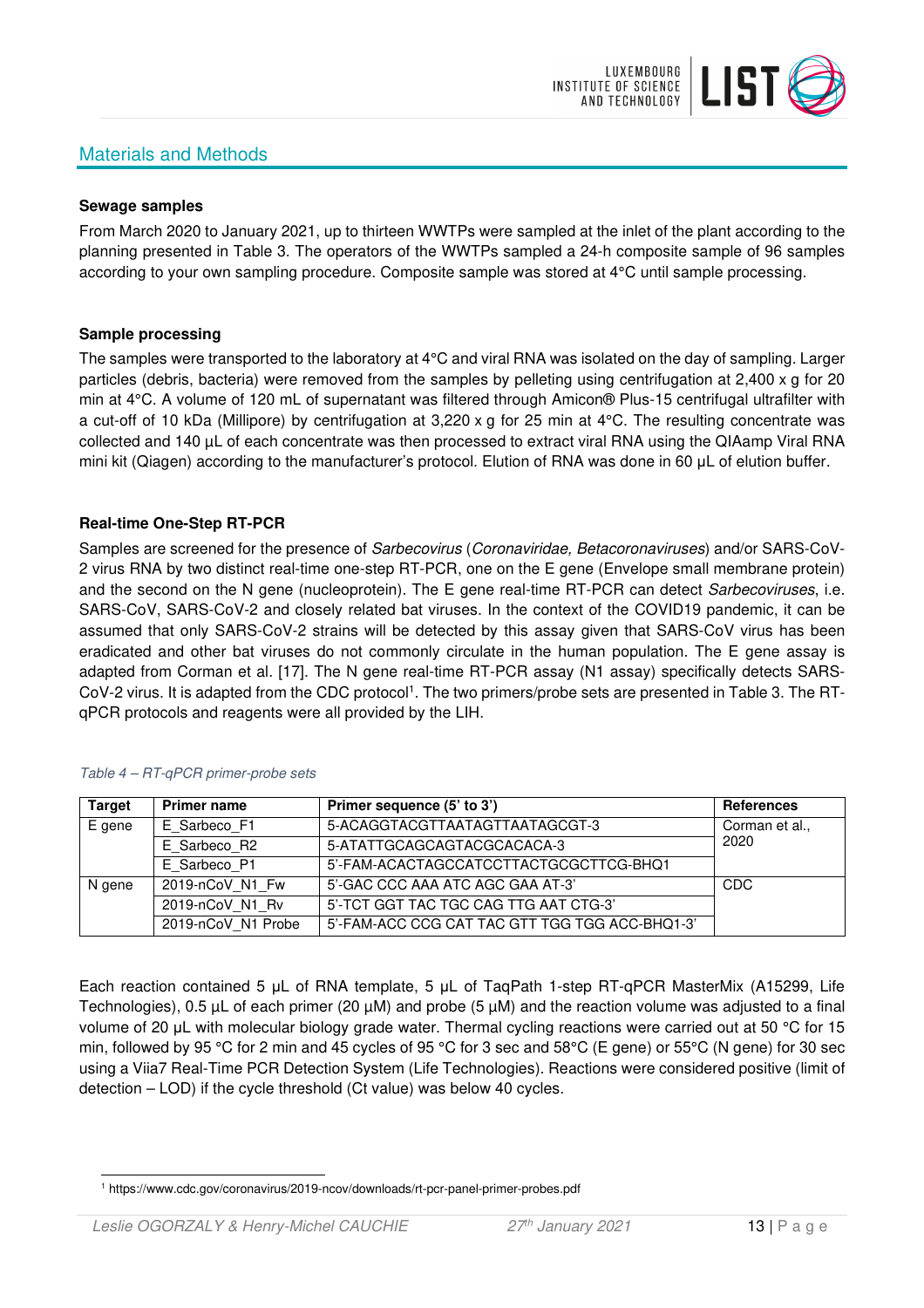## Materials and Methods

**Sewage samples**

From March 2020 to January 2021, up to thirteen WWTPs were sampled at the inlet of the plant according to the planning presented in Table 3. The operators of the WWTPs sampled a 24-h composite sample of 96 samples according to your own sampling procedure. Composite sample was stored at 4°C until sample processing.

**Sample processing**

The samples were transported to the laboratory at 4°C and viral RNA was isolated on the day of sampling. Larger particles (debris, bacteria) were removed from the samples by pelleting using centrifugation at 2,400 x g for 20 min at 4°C. A volume of 120 mL of supernatant was filtered through Amicon® Plus-15 centrifugal ultrafilter with a cut-off of 10 kDa (Millipore) by centrifugation at 3,220 x g for 25 min at 4°C. The resulting concentrate was collected and 140 µL of each concentrate was then processed to extract viral RNA using the QIAamp Viral RNA mini kit (Qiagen) according to the manufacturer's protocol. Elution of RNA was done in 60 µL of elution buffer.

**Real-time One-Step RT-PCR**

Samples are screened for the presence of *Sarbecovirus* (*Coronaviridae, Betacoronaviruses*) and/or SARS-CoV-2 virus RNA by two distinct real-time one-step RT-PCR, one on the E gene (Envelope small membrane protein) and the second on the N gene (nucleoprotein). The E gene real-time RT-PCR can detect *Sarbecoviruses*, i.e. SARS-CoV, SARS-CoV-2 and closely related bat viruses. In the context of the COVID19 pandemic, it can be assumed that only SARS-CoV-2 strains will be detected by this assay given that SARS-CoV virus has been eradicated and other bat viruses do not commonly circulate in the human population. The E gene assay is adapted from Corman et al. [17]. The N gene real-time RT-PCR assay (N1 assay) specifically detects SARS-CoV-2 virus. It is adapted from the CDC protocol[1]. The two primers/probe sets are presented in Table 3. The RT-qPCR protocols and reagents were all provided by the LIH.

*Table 4 – RT-qPCR primer-probe sets*

| Target | Primer name | Primer sequence (5' to 3') | References |
|---|---|---|---|
| E gene | E_Sarbeco_F1 | 5-ACAGGTACGTTAATAGTTAATAGCGT-3 | Corman et al., 2020 |
| | E_Sarbeco_R2 | 5-ATATTGCAGCAGTACGCACACA-3 | |
| | E_Sarbeco_P1 | 5'-FAM-ACACTAGCCATCCTTACTGCGCTTCG-BHQ1 | |
| N gene | 2019-nCoV_N1_Fw | 5'-GAC CCC AAA ATC AGC GAA AT-3' | CDC |
| | 2019-nCoV_N1_Rv | 5'-TCT GGT TAC TGC CAG TTG AAT CTG-3' | |
| | 2019-nCoV_N1 Probe | 5'-FAM-ACC CCG CAT TAC GTT TGG TGG ACC-BHQ1-3' | |

Each reaction contained 5 µL of RNA template, 5 µL of TaqPath 1-step RT-qPCR MasterMix (A15299, Life Technologies), 0.5 µL of each primer (20 µM) and probe (5 µM) and the reaction volume was adjusted to a final volume of 20 µL with molecular biology grade water. Thermal cycling reactions were carried out at 50 °C for 15 min, followed by 95 °C for 2 min and 45 cycles of 95 °C for 3 sec and 58°C (E gene) or 55°C (N gene) for 30 sec using a Viia7 Real-Time PCR Detection System (Life Technologies). Reactions were considered positive (limit of detection – LOD) if the cycle threshold (Ct value) was below 40 cycles.

[1] https://www.cdc.gov/coronavirus/2019-ncov/downloads/rt-pcr-panel-primer-probes.pdf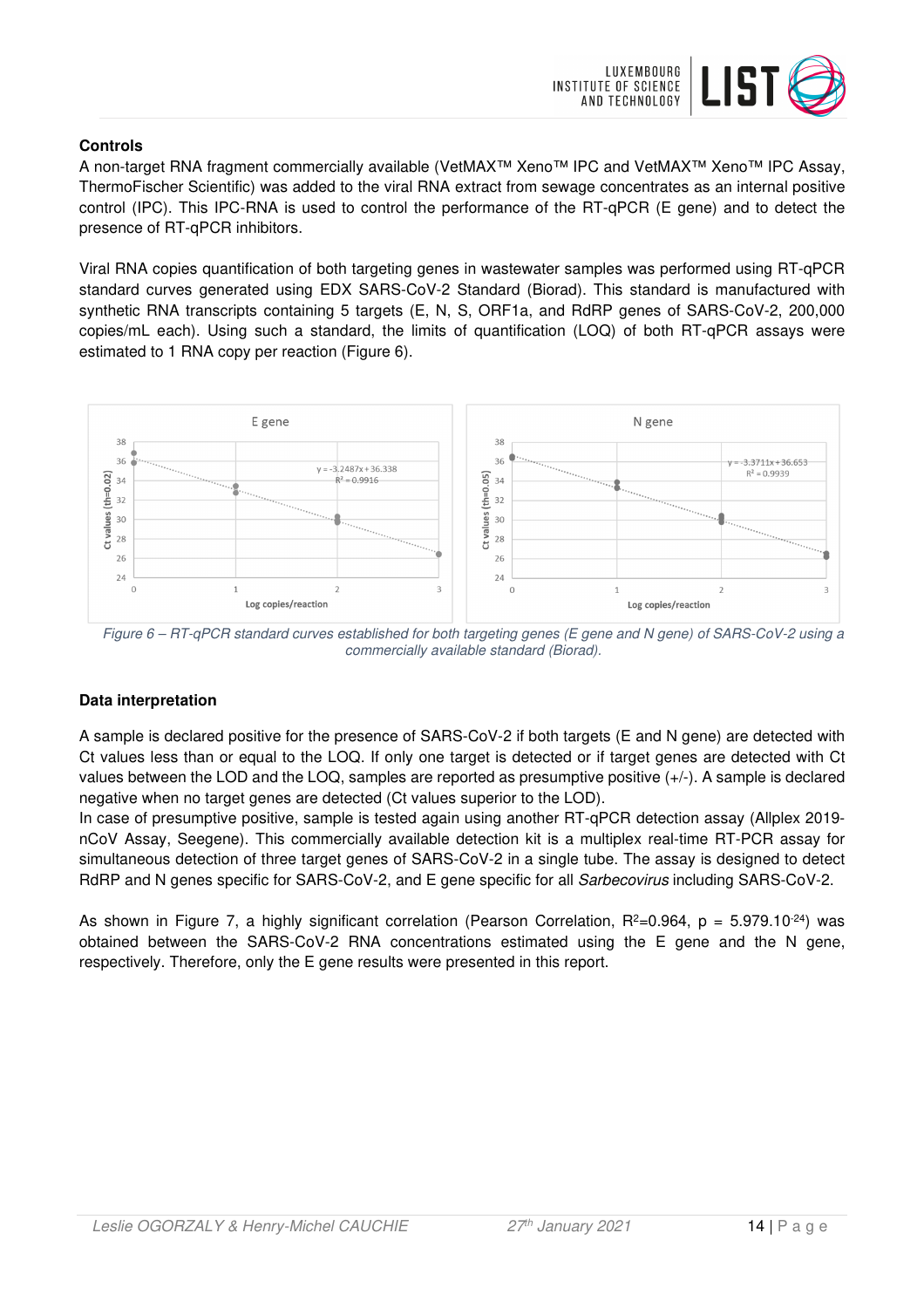**Controls**

A non-target RNA fragment commercially available (VetMAX™ Xeno™ IPC and VetMAX™ Xeno™ IPC Assay, ThermoFischer Scientific) was added to the viral RNA extract from sewage concentrates as an internal positive control (IPC). This IPC-RNA is used to control the performance of the RT-qPCR (E gene) and to detect the presence of RT-qPCR inhibitors.

Viral RNA copies quantification of both targeting genes in wastewater samples was performed using RT-qPCR standard curves generated using EDX SARS-CoV-2 Standard (Biorad). This standard is manufactured with synthetic RNA transcripts containing 5 targets (E, N, S, ORF1a, and RdRP genes of SARS-CoV-2, 200,000 copies/mL each). Using such a standard, the limits of quantification (LOQ) of both RT-qPCR assays were estimated to 1 RNA copy per reaction (Figure 6).

*Figure 6 – RT-qPCR standard curves established for both targeting genes (E gene and N gene) of SARS-CoV-2 using a commercially available standard (Biorad).*

**Data interpretation**

A sample is declared positive for the presence of SARS-CoV-2 if both targets (E and N gene) are detected with Ct values less than or equal to the LOQ. If only one target is detected or if target genes are detected with Ct values between the LOD and the LOQ, samples are reported as presumptive positive (+/-). A sample is declared negative when no target genes are detected (Ct values superior to the LOD).

In case of presumptive positive, sample is tested again using another RT-qPCR detection assay (Allplex 2019-nCoV Assay, Seegene). This commercially available detection kit is a multiplex real-time RT-PCR assay for simultaneous detection of three target genes of SARS-CoV-2 in a single tube. The assay is designed to detect RdRP and N genes specific for SARS-CoV-2, and E gene specific for all *Sarbecovirus* including SARS-CoV-2.

As shown in Figure 7, a highly significant correlation (Pearson Correlation, $R^2$=0.964, $p = 5.979.10^{-24}$) was obtained between the SARS-CoV-2 RNA concentrations estimated using the E gene and the N gene, respectively. Therefore, only the E gene results were presented in this report.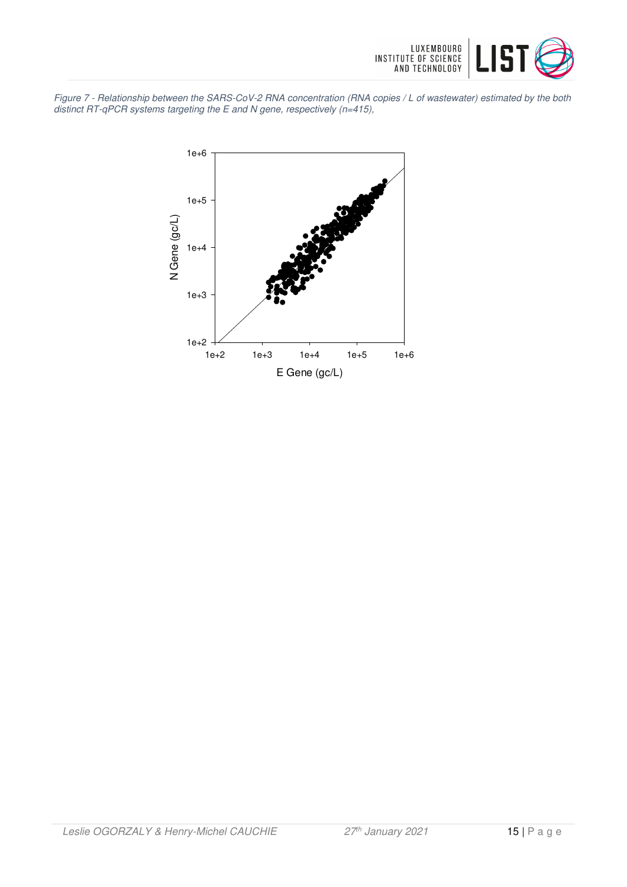*Figure 7 - Relationship between the SARS-CoV-2 RNA concentration (RNA copies / L of wastewater) estimated by the both distinct RT-qPCR systems targeting the E and N gene, respectively (n=415),*

N Gene (gc/L)

1e+6
1e+5
1e+4
1e+3
1e+2

1e+2 1e+3 1e+4 1e+5 1e+6

E Gene (gc/L)